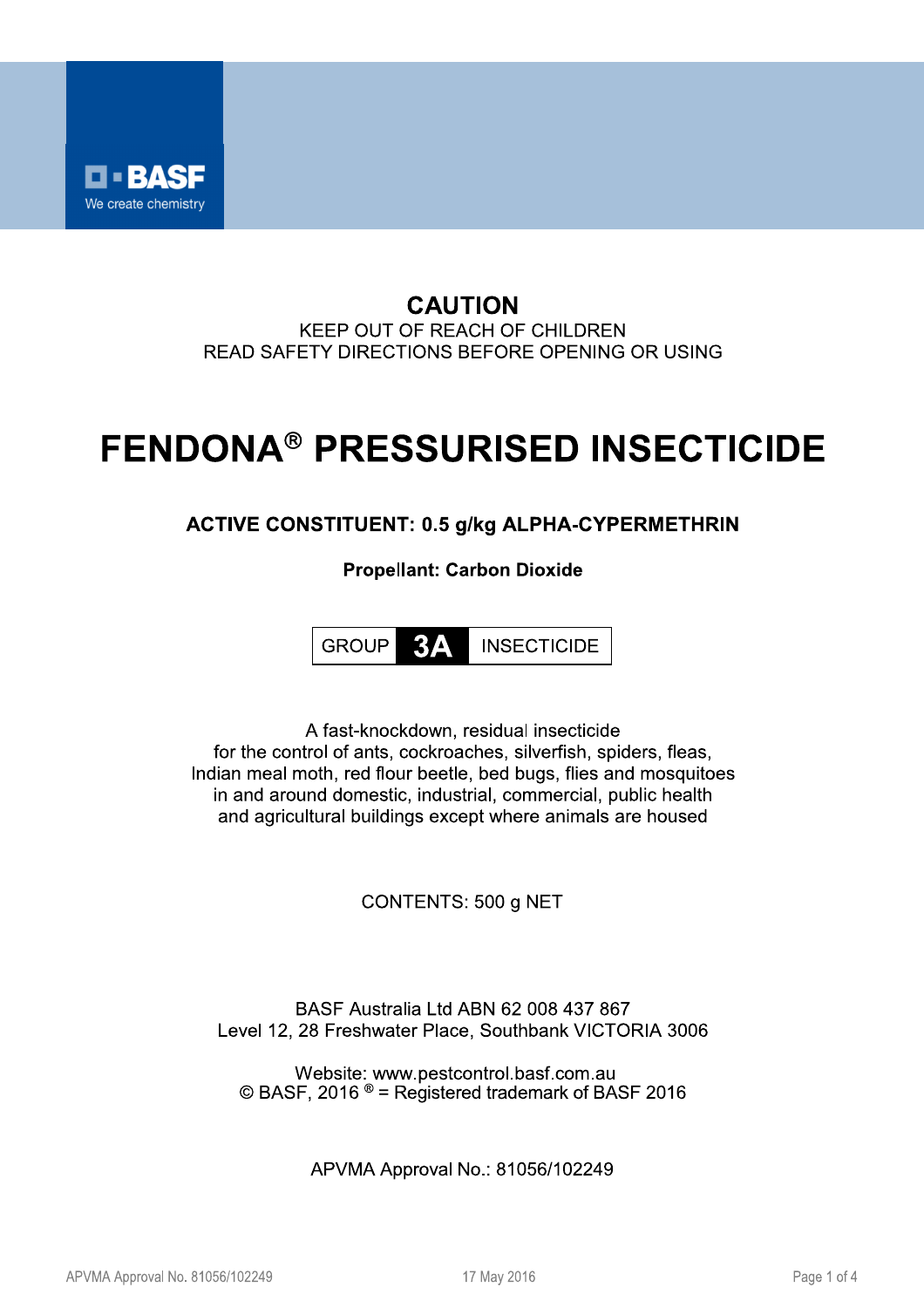BASF
We create chemistry

**CAUTION**

KEEP OUT OF REACH OF CHILDREN

READ SAFETY DIRECTIONS BEFORE OPENING OR USING

# FENDONA® PRESSURISED INSECTICIDE

**ACTIVE CONSTITUENT: 0.5 g/kg ALPHA-CYPERMETHRIN**

**Propellant: Carbon Dioxide**

| GROUP | 3A | INSECTICIDE |
|---|---|---|

A fast-knockdown, residual insecticide for the control of ants, cockroaches, silverfish, spiders, fleas, Indian meal moth, red flour beetle, bed bugs, flies and mosquitoes in and around domestic, industrial, commercial, public health and agricultural buildings except where animals are housed

CONTENTS: 500 g NET

BASF Australia Ltd ABN 62 008 437 867
Level 12, 28 Freshwater Place, Southbank VICTORIA 3006

Website: www.pestcontrol.basf.com.au
© BASF, 2016 ® = Registered trademark of BASF 2016

APVMA Approval No.: 81056/102249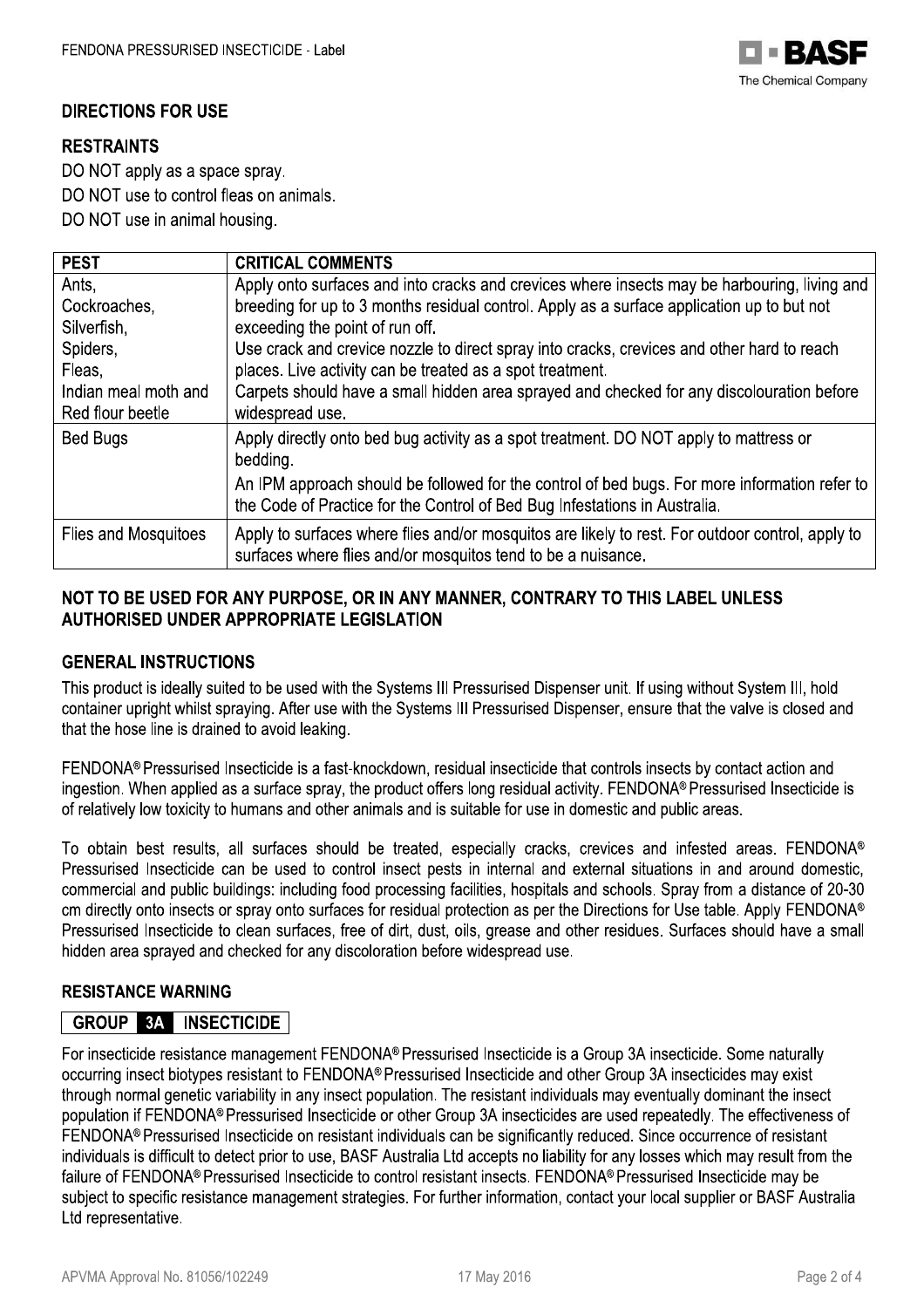## DIRECTIONS FOR USE

### RESTRAINTS

DO NOT apply as a space spray.
DO NOT use to control fleas on animals.
DO NOT use in animal housing.

| PEST | CRITICAL COMMENTS |
|---|---|
| Ants, Cockroaches, Silverfish, Spiders, Fleas, Indian meal moth and Red flour beetle | Apply onto surfaces and into cracks and crevices where insects may be harbouring, living and breeding for up to 3 months residual control. Apply as a surface application up to but not exceeding the point of run off. Use crack and crevice nozzle to direct spray into cracks, crevices and other hard to reach places. Live activity can be treated as a spot treatment. Carpets should have a small hidden area sprayed and checked for any discolouration before widespread use. |
| Bed Bugs | Apply directly onto bed bug activity as a spot treatment. DO NOT apply to mattress or bedding. An IPM approach should be followed for the control of bed bugs. For more information refer to the Code of Practice for the Control of Bed Bug Infestations in Australia. |
| Flies and Mosquitoes | Apply to surfaces where flies and/or mosquitos are likely to rest. For outdoor control, apply to surfaces where flies and/or mosquitos tend to be a nuisance. |

**NOT TO BE USED FOR ANY PURPOSE, OR IN ANY MANNER, CONTRARY TO THIS LABEL UNLESS AUTHORISED UNDER APPROPRIATE LEGISLATION**

### GENERAL INSTRUCTIONS

This product is ideally suited to be used with the Systems III Pressurised Dispenser unit. If using without System III, hold container upright whilst spraying. After use with the Systems III Pressurised Dispenser, ensure that the valve is closed and that the hose line is drained to avoid leaking.

FENDONA® Pressurised Insecticide is a fast-knockdown, residual insecticide that controls insects by contact action and ingestion. When applied as a surface spray, the product offers long residual activity. FENDONA® Pressurised Insecticide is of relatively low toxicity to humans and other animals and is suitable for use in domestic and public areas.

To obtain best results, all surfaces should be treated, especially cracks, crevices and infested areas. FENDONA® Pressurised Insecticide can be used to control insect pests in internal and external situations in and around domestic, commercial and public buildings: including food processing facilities, hospitals and schools. Spray from a distance of 20-30 cm directly onto insects or spray onto surfaces for residual protection as per the Directions for Use table. Apply FENDONA® Pressurised Insecticide to clean surfaces, free of dirt, dust, oils, grease and other residues. Surfaces should have a small hidden area sprayed and checked for any discoloration before widespread use.

### RESISTANCE WARNING

**GROUP 3A INSECTICIDE**

For insecticide resistance management FENDONA® Pressurised Insecticide is a Group 3A insecticide. Some naturally occurring insect biotypes resistant to FENDONA® Pressurised Insecticide and other Group 3A insecticides may exist through normal genetic variability in any insect population. The resistant individuals may eventually dominant the insect population if FENDONA® Pressurised Insecticide or other Group 3A insecticides are used repeatedly. The effectiveness of FENDONA® Pressurised Insecticide on resistant individuals can be significantly reduced. Since occurrence of resistant individuals is difficult to detect prior to use, BASF Australia Ltd accepts no liability for any losses which may result from the failure of FENDONA® Pressurised Insecticide to control resistant insects. FENDONA® Pressurised Insecticide may be subject to specific resistance management strategies. For further information, contact your local supplier or BASF Australia Ltd representative.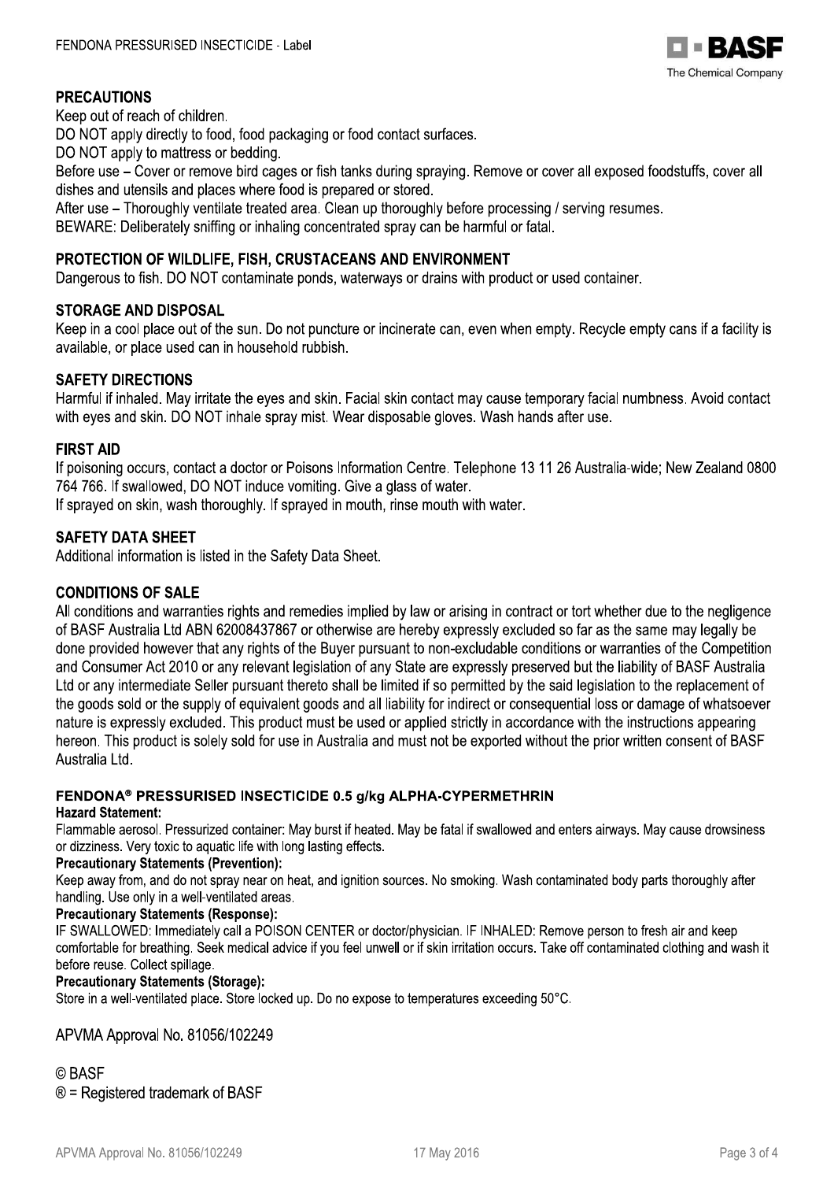## PRECAUTIONS

Keep out of reach of children.

DO NOT apply directly to food, food packaging or food contact surfaces.

DO NOT apply to mattress or bedding.

Before use – Cover or remove bird cages or fish tanks during spraying. Remove or cover all exposed foodstuffs, cover all dishes and utensils and places where food is prepared or stored.

After use – Thoroughly ventilate treated area. Clean up thoroughly before processing / serving resumes.

BEWARE: Deliberately sniffing or inhaling concentrated spray can be harmful or fatal.

## PROTECTION OF WILDLIFE, FISH, CRUSTACEANS AND ENVIRONMENT

Dangerous to fish. DO NOT contaminate ponds, waterways or drains with product or used container.

## STORAGE AND DISPOSAL

Keep in a cool place out of the sun. Do not puncture or incinerate can, even when empty. Recycle empty cans if a facility is available, or place used can in household rubbish.

## SAFETY DIRECTIONS

Harmful if inhaled. May irritate the eyes and skin. Facial skin contact may cause temporary facial numbness. Avoid contact with eyes and skin. DO NOT inhale spray mist. Wear disposable gloves. Wash hands after use.

## FIRST AID

If poisoning occurs, contact a doctor or Poisons Information Centre. Telephone 13 11 26 Australia-wide; New Zealand 0800 764 766. If swallowed, DO NOT induce vomiting. Give a glass of water.

If sprayed on skin, wash thoroughly. If sprayed in mouth, rinse mouth with water.

## SAFETY DATA SHEET

Additional information is listed in the Safety Data Sheet.

## CONDITIONS OF SALE

All conditions and warranties rights and remedies implied by law or arising in contract or tort whether due to the negligence of BASF Australia Ltd ABN 62008437867 or otherwise are hereby expressly excluded so far as the same may legally be done provided however that any rights of the Buyer pursuant to non-excludable conditions or warranties of the Competition and Consumer Act 2010 or any relevant legislation of any State are expressly preserved but the liability of BASF Australia Ltd or any intermediate Seller pursuant thereto shall be limited if so permitted by the said legislation to the replacement of the goods sold or the supply of equivalent goods and all liability for indirect or consequential loss or damage of whatsoever nature is expressly excluded. This product must be used or applied strictly in accordance with the instructions appearing hereon. This product is solely sold for use in Australia and must not be exported without the prior written consent of BASF Australia Ltd.

### FENDONA® PRESSURISED INSECTICIDE 0.5 g/kg ALPHA-CYPERMETHRIN

**Hazard Statement:**

Flammable aerosol. Pressurized container: May burst if heated. May be fatal if swallowed and enters airways. May cause drowsiness or dizziness. Very toxic to aquatic life with long lasting effects.

**Precautionary Statements (Prevention):**

Keep away from, and do not spray near on heat, and ignition sources. No smoking. Wash contaminated body parts thoroughly after handling. Use only in a well-ventilated areas.

**Precautionary Statements (Response):**

IF SWALLOWED: Immediately call a POISON CENTER or doctor/physician. IF INHALED: Remove person to fresh air and keep comfortable for breathing. Seek medical advice if you feel unwell or if skin irritation occurs. Take off contaminated clothing and wash it before reuse. Collect spillage.

**Precautionary Statements (Storage):**

Store in a well-ventilated place. Store locked up. Do no expose to temperatures exceeding 50°C.

APVMA Approval No. 81056/102249

© BASF

® = Registered trademark of BASF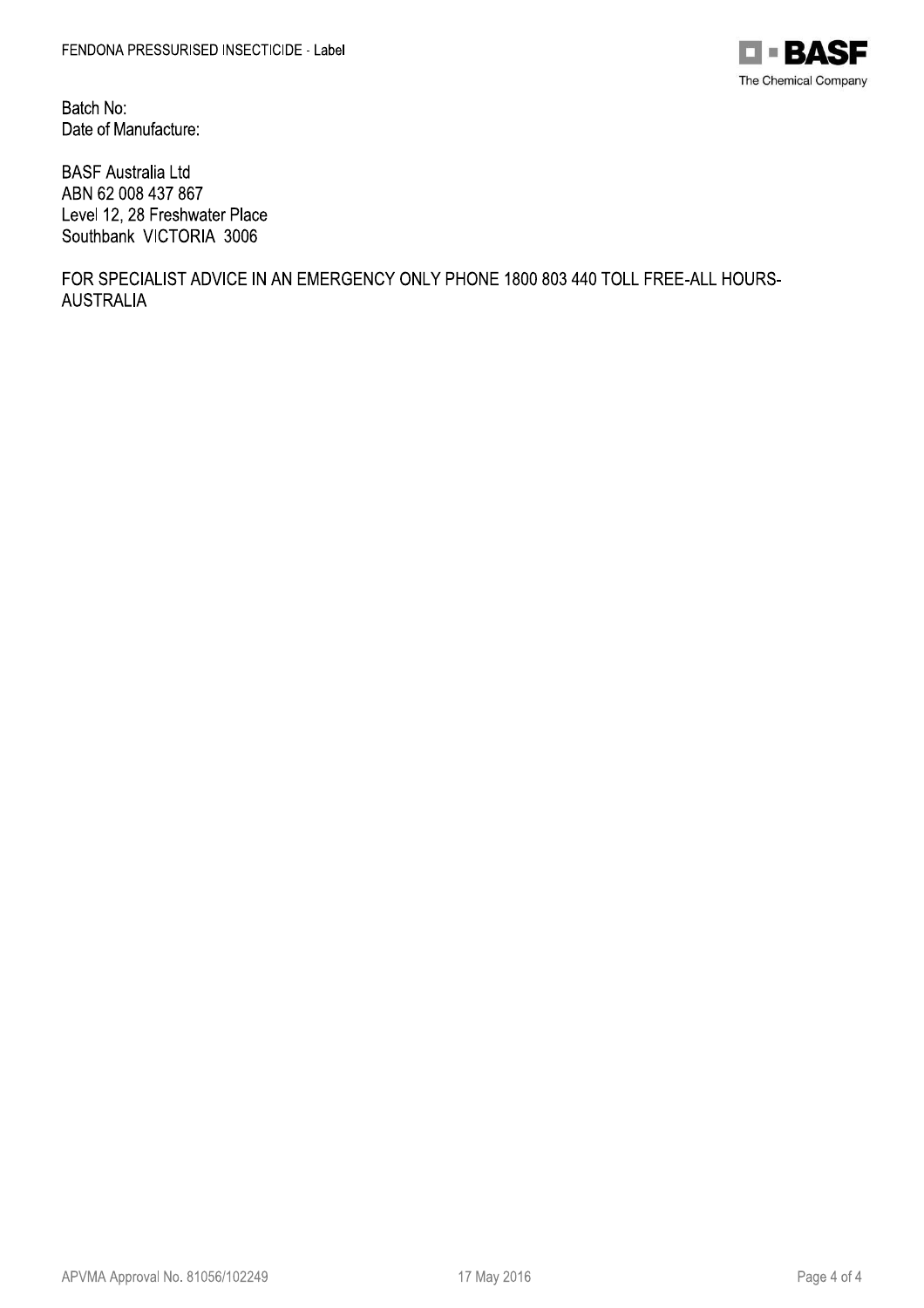Batch No:
Date of Manufacture:

BASF Australia Ltd
ABN 62 008 437 867
Level 12, 28 Freshwater Place
Southbank VICTORIA 3006

FOR SPECIALIST ADVICE IN AN EMERGENCY ONLY PHONE 1800 803 440 TOLL FREE-ALL HOURS-AUSTRALIA